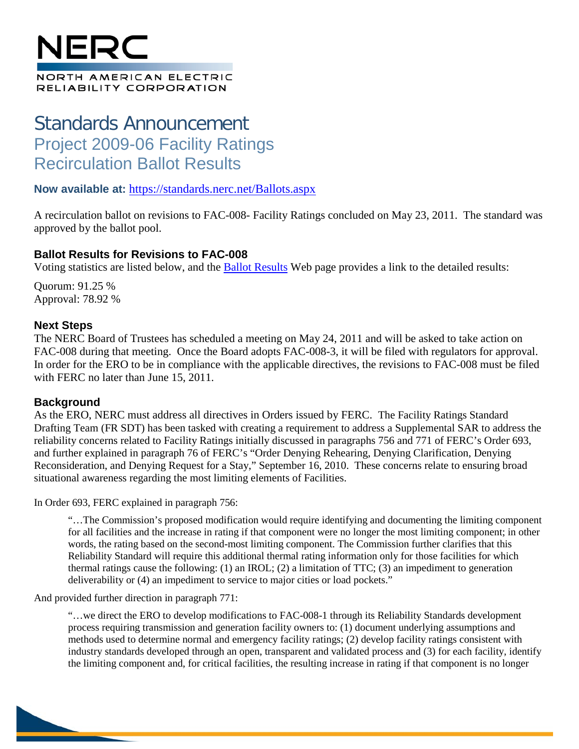# Standards Announcement

## Project 2009-06 Facility Ratings

## Recirculation Ballot Results

**Now available at:** [https://standards.nerc.net/Ballots.aspx](https://standards.nerc.net/Ballots.aspx)

A recirculation ballot on revisions to FAC-008- Facility Ratings concluded on May 23, 2011. The standard was approved by the ballot pool.

### Ballot Results for Revisions to FAC-008

Voting statistics are listed below, and the [Ballot Results](https://standards.nerc.net/Ballots.aspx) Web page provides a link to the detailed results:

Quorum: 91.25 %
Approval: 78.92 %

### Next Steps

The NERC Board of Trustees has scheduled a meeting on May 24, 2011 and will be asked to take action on FAC-008 during that meeting. Once the Board adopts FAC-008-3, it will be filed with regulators for approval. In order for the ERO to be in compliance with the applicable directives, the revisions to FAC-008 must be filed with FERC no later than June 15, 2011.

### Background

As the ERO, NERC must address all directives in Orders issued by FERC. The Facility Ratings Standard Drafting Team (FR SDT) has been tasked with creating a requirement to address a Supplemental SAR to address the reliability concerns related to Facility Ratings initially discussed in paragraphs 756 and 771 of FERC's Order 693, and further explained in paragraph 76 of FERC's "Order Denying Rehearing, Denying Clarification, Denying Reconsideration, and Denying Request for a Stay," September 16, 2010. These concerns relate to ensuring broad situational awareness regarding the most limiting elements of Facilities.

In Order 693, FERC explained in paragraph 756:

> "…The Commission's proposed modification would require identifying and documenting the limiting component for all facilities and the increase in rating if that component were no longer the most limiting component; in other words, the rating based on the second-most limiting component. The Commission further clarifies that this Reliability Standard will require this additional thermal rating information only for those facilities for which thermal ratings cause the following: (1) an IROL; (2) a limitation of TTC; (3) an impediment to generation deliverability or (4) an impediment to service to major cities or load pockets."

And provided further direction in paragraph 771:

> "…we direct the ERO to develop modifications to FAC-008-1 through its Reliability Standards development process requiring transmission and generation facility owners to: (1) document underlying assumptions and methods used to determine normal and emergency facility ratings; (2) develop facility ratings consistent with industry standards developed through an open, transparent and validated process and (3) for each facility, identify the limiting component and, for critical facilities, the resulting increase in rating if that component is no longer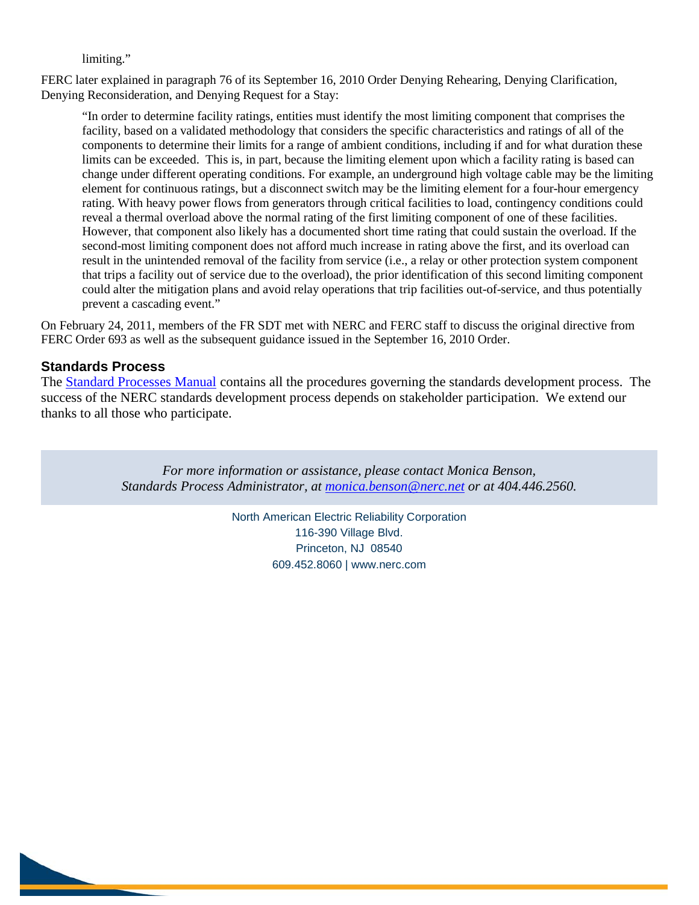limiting."

FERC later explained in paragraph 76 of its September 16, 2010 Order Denying Rehearing, Denying Clarification, Denying Reconsideration, and Denying Request for a Stay:

> "In order to determine facility ratings, entities must identify the most limiting component that comprises the facility, based on a validated methodology that considers the specific characteristics and ratings of all of the components to determine their limits for a range of ambient conditions, including if and for what duration these limits can be exceeded. This is, in part, because the limiting element upon which a facility rating is based can change under different operating conditions. For example, an underground high voltage cable may be the limiting element for continuous ratings, but a disconnect switch may be the limiting element for a four-hour emergency rating. With heavy power flows from generators through critical facilities to load, contingency conditions could reveal a thermal overload above the normal rating of the first limiting component of one of these facilities. However, that component also likely has a documented short time rating that could sustain the overload. If the second-most limiting component does not afford much increase in rating above the first, and its overload can result in the unintended removal of the facility from service (i.e., a relay or other protection system component that trips a facility out of service due to the overload), the prior identification of this second limiting component could alter the mitigation plans and avoid relay operations that trip facilities out-of-service, and thus potentially prevent a cascading event."

On February 24, 2011, members of the FR SDT met with NERC and FERC staff to discuss the original directive from FERC Order 693 as well as the subsequent guidance issued in the September 16, 2010 Order.

## Standards Process

The Standard Processes Manual contains all the procedures governing the standards development process. The success of the NERC standards development process depends on stakeholder participation. We extend our thanks to all those who participate.

*For more information or assistance, please contact Monica Benson, Standards Process Administrator, at monica.benson@nerc.net or at 404.446.2560.*

North American Electric Reliability Corporation
116-390 Village Blvd.
Princeton, NJ 08540
609.452.8060 | www.nerc.com